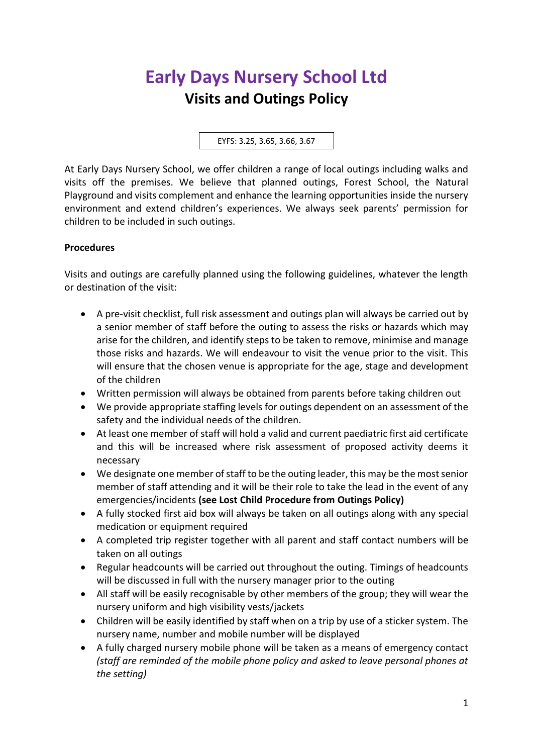# Early Days Nursery School Ltd

## Visits and Outings Policy

EYFS: 3.25, 3.65, 3.66, 3.67

At Early Days Nursery School, we offer children a range of local outings including walks and visits off the premises. We believe that planned outings, Forest School, the Natural Playground and visits complement and enhance the learning opportunities inside the nursery environment and extend children's experiences. We always seek parents' permission for children to be included in such outings.

**Procedures**

Visits and outings are carefully planned using the following guidelines, whatever the length or destination of the visit:

- A pre-visit checklist, full risk assessment and outings plan will always be carried out by a senior member of staff before the outing to assess the risks or hazards which may arise for the children, and identify steps to be taken to remove, minimise and manage those risks and hazards. We will endeavour to visit the venue prior to the visit. This will ensure that the chosen venue is appropriate for the age, stage and development of the children
- Written permission will always be obtained from parents before taking children out
- We provide appropriate staffing levels for outings dependent on an assessment of the safety and the individual needs of the children.
- At least one member of staff will hold a valid and current paediatric first aid certificate and this will be increased where risk assessment of proposed activity deems it necessary
- We designate one member of staff to be the outing leader, this may be the most senior member of staff attending and it will be their role to take the lead in the event of any emergencies/incidents **(see Lost Child Procedure from Outings Policy)**
- A fully stocked first aid box will always be taken on all outings along with any special medication or equipment required
- A completed trip register together with all parent and staff contact numbers will be taken on all outings
- Regular headcounts will be carried out throughout the outing. Timings of headcounts will be discussed in full with the nursery manager prior to the outing
- All staff will be easily recognisable by other members of the group; they will wear the nursery uniform and high visibility vests/jackets
- Children will be easily identified by staff when on a trip by use of a sticker system. The nursery name, number and mobile number will be displayed
- A fully charged nursery mobile phone will be taken as a means of emergency contact *(staff are reminded of the mobile phone policy and asked to leave personal phones at the setting)*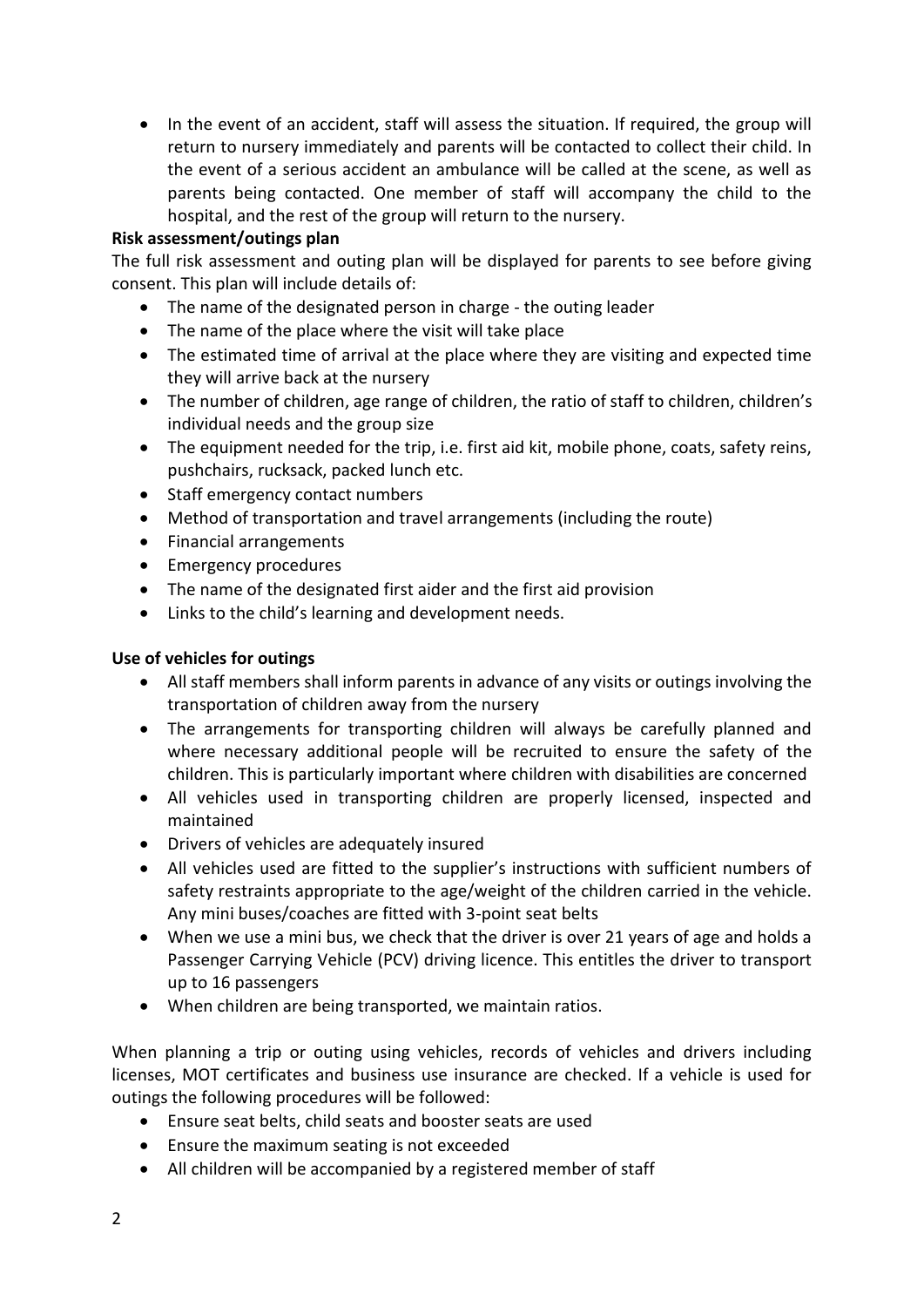- In the event of an accident, staff will assess the situation. If required, the group will return to nursery immediately and parents will be contacted to collect their child. In the event of a serious accident an ambulance will be called at the scene, as well as parents being contacted. One member of staff will accompany the child to the hospital, and the rest of the group will return to the nursery.

**Risk assessment/outings plan**

The full risk assessment and outing plan will be displayed for parents to see before giving consent. This plan will include details of:

- The name of the designated person in charge - the outing leader
- The name of the place where the visit will take place
- The estimated time of arrival at the place where they are visiting and expected time they will arrive back at the nursery
- The number of children, age range of children, the ratio of staff to children, children's individual needs and the group size
- The equipment needed for the trip, i.e. first aid kit, mobile phone, coats, safety reins, pushchairs, rucksack, packed lunch etc.
- Staff emergency contact numbers
- Method of transportation and travel arrangements (including the route)
- Financial arrangements
- Emergency procedures
- The name of the designated first aider and the first aid provision
- Links to the child's learning and development needs.

**Use of vehicles for outings**

- All staff members shall inform parents in advance of any visits or outings involving the transportation of children away from the nursery
- The arrangements for transporting children will always be carefully planned and where necessary additional people will be recruited to ensure the safety of the children. This is particularly important where children with disabilities are concerned
- All vehicles used in transporting children are properly licensed, inspected and maintained
- Drivers of vehicles are adequately insured
- All vehicles used are fitted to the supplier's instructions with sufficient numbers of safety restraints appropriate to the age/weight of the children carried in the vehicle. Any mini buses/coaches are fitted with 3-point seat belts
- When we use a mini bus, we check that the driver is over 21 years of age and holds a Passenger Carrying Vehicle (PCV) driving licence. This entitles the driver to transport up to 16 passengers
- When children are being transported, we maintain ratios.

When planning a trip or outing using vehicles, records of vehicles and drivers including licenses, MOT certificates and business use insurance are checked. If a vehicle is used for outings the following procedures will be followed:

- Ensure seat belts, child seats and booster seats are used
- Ensure the maximum seating is not exceeded
- All children will be accompanied by a registered member of staff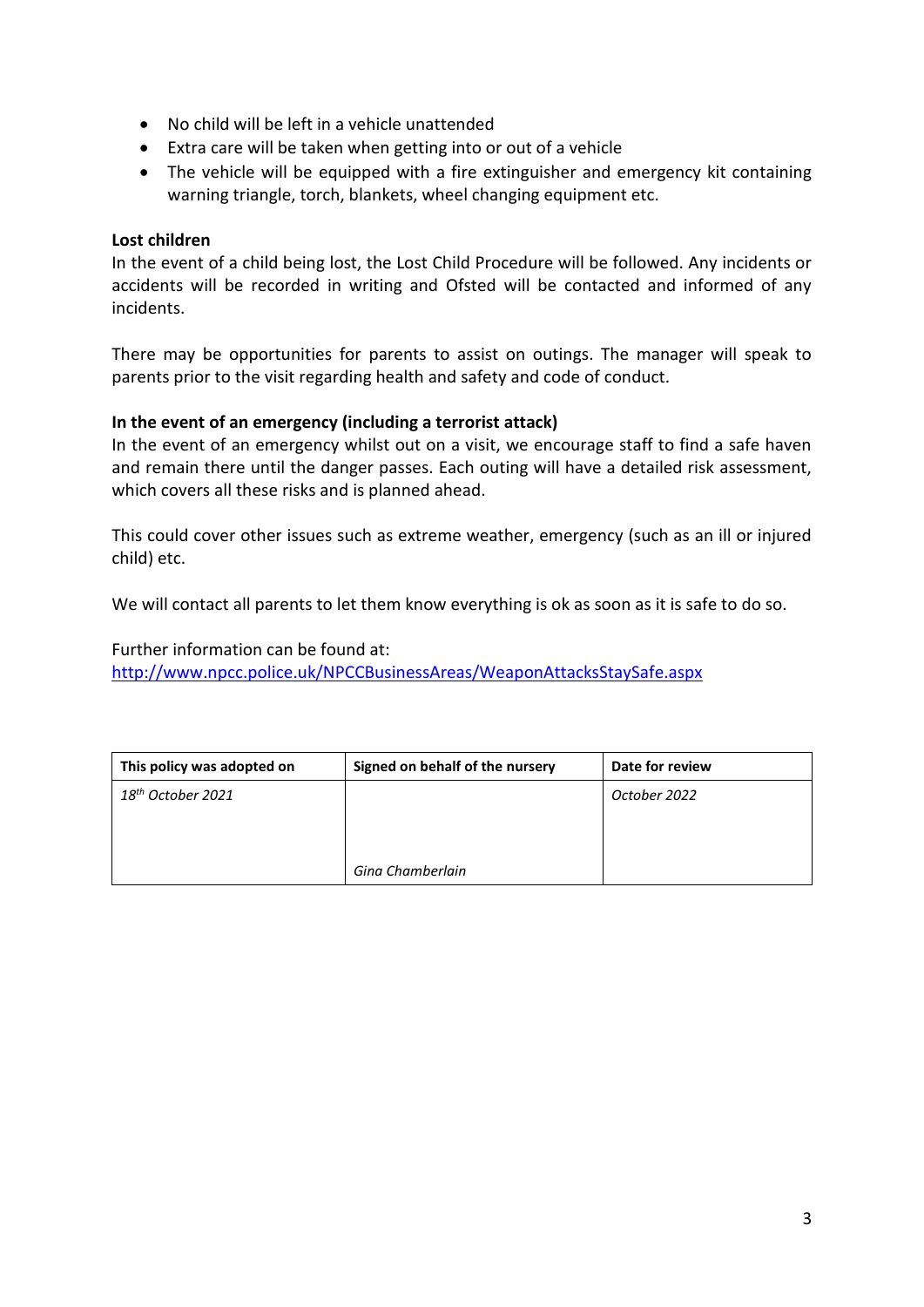- No child will be left in a vehicle unattended
- Extra care will be taken when getting into or out of a vehicle
- The vehicle will be equipped with a fire extinguisher and emergency kit containing warning triangle, torch, blankets, wheel changing equipment etc.

**Lost children**

In the event of a child being lost, the Lost Child Procedure will be followed. Any incidents or accidents will be recorded in writing and Ofsted will be contacted and informed of any incidents.

There may be opportunities for parents to assist on outings. The manager will speak to parents prior to the visit regarding health and safety and code of conduct.

**In the event of an emergency (including a terrorist attack)**

In the event of an emergency whilst out on a visit, we encourage staff to find a safe haven and remain there until the danger passes. Each outing will have a detailed risk assessment, which covers all these risks and is planned ahead.

This could cover other issues such as extreme weather, emergency (such as an ill or injured child) etc.

We will contact all parents to let them know everything is ok as soon as it is safe to do so.

Further information can be found at:
[http://www.npcc.police.uk/NPCCBusinessAreas/WeaponAttacksStaySafe.aspx](http://www.npcc.police.uk/NPCCBusinessAreas/WeaponAttacksStaySafe.aspx)

| This policy was adopted on | Signed on behalf of the nursery | Date for review |
|---|---|---|
| *18th October 2021* | *Gina Chamberlain* | *October 2022* |